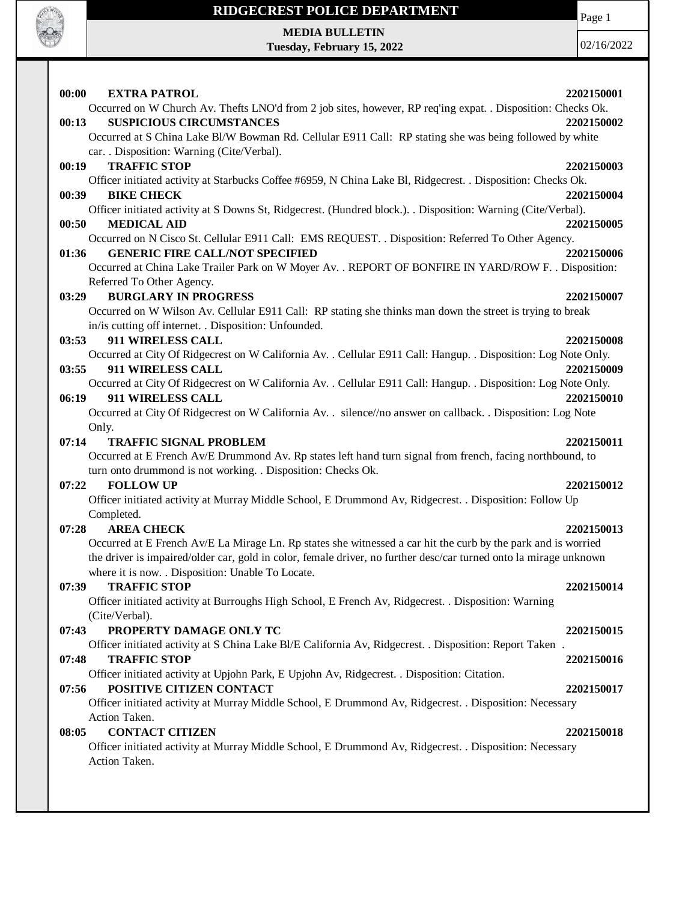# RIDGECREST POLICE DEPARTMENT

**MEDIA BULLETIN**
**Tuesday, February 15, 2022**

02/16/2022

**00:00 EXTRA PATROL 2202150001**
Occurred on W Church Av. Thefts LNO'd from 2 job sites, however, RP req'ing expat. . Disposition: Checks Ok.

**00:13 SUSPICIOUS CIRCUMSTANCES 2202150002**
Occurred at S China Lake Bl/W Bowman Rd. Cellular E911 Call: RP stating she was being followed by white car. . Disposition: Warning (Cite/Verbal).

**00:19 TRAFFIC STOP 2202150003**
Officer initiated activity at Starbucks Coffee #6959, N China Lake Bl, Ridgecrest. . Disposition: Checks Ok.

**00:39 BIKE CHECK 2202150004**
Officer initiated activity at S Downs St, Ridgecrest. (Hundred block.). . Disposition: Warning (Cite/Verbal).

**00:50 MEDICAL AID 2202150005**
Occurred on N Cisco St. Cellular E911 Call: EMS REQUEST. . Disposition: Referred To Other Agency.

**01:36 GENERIC FIRE CALL/NOT SPECIFIED 2202150006**
Occurred at China Lake Trailer Park on W Moyer Av. . REPORT OF BONFIRE IN YARD/ROW F. . Disposition: Referred To Other Agency.

**03:29 BURGLARY IN PROGRESS 2202150007**
Occurred on W Wilson Av. Cellular E911 Call: RP stating she thinks man down the street is trying to break in/is cutting off internet. . Disposition: Unfounded.

**03:53 911 WIRELESS CALL 2202150008**
Occurred at City Of Ridgecrest on W California Av. . Cellular E911 Call: Hangup. . Disposition: Log Note Only.

**03:55 911 WIRELESS CALL 2202150009**
Occurred at City Of Ridgecrest on W California Av. . Cellular E911 Call: Hangup. . Disposition: Log Note Only.

**06:19 911 WIRELESS CALL 2202150010**
Occurred at City Of Ridgecrest on W California Av. . silence//no answer on callback. . Disposition: Log Note Only.

**07:14 TRAFFIC SIGNAL PROBLEM 2202150011**
Occurred at E French Av/E Drummond Av. Rp states left hand turn signal from french, facing northbound, to turn onto drummond is not working. . Disposition: Checks Ok.

**07:22 FOLLOW UP 2202150012**
Officer initiated activity at Murray Middle School, E Drummond Av, Ridgecrest. . Disposition: Follow Up Completed.

**07:28 AREA CHECK 2202150013**
Occurred at E French Av/E La Mirage Ln. Rp states she witnessed a car hit the curb by the park and is worried the driver is impaired/older car, gold in color, female driver, no further desc/car turned onto la mirage unknown where it is now. . Disposition: Unable To Locate.

**07:39 TRAFFIC STOP 2202150014**
Officer initiated activity at Burroughs High School, E French Av, Ridgecrest. . Disposition: Warning (Cite/Verbal).

**07:43 PROPERTY DAMAGE ONLY TC 2202150015**
Officer initiated activity at S China Lake Bl/E California Av, Ridgecrest. . Disposition: Report Taken .

**07:48 TRAFFIC STOP 2202150016**
Officer initiated activity at Upjohn Park, E Upjohn Av, Ridgecrest. . Disposition: Citation.

**07:56 POSITIVE CITIZEN CONTACT 2202150017**
Officer initiated activity at Murray Middle School, E Drummond Av, Ridgecrest. . Disposition: Necessary Action Taken.

**08:05 CONTACT CITIZEN 2202150018**
Officer initiated activity at Murray Middle School, E Drummond Av, Ridgecrest. . Disposition: Necessary Action Taken.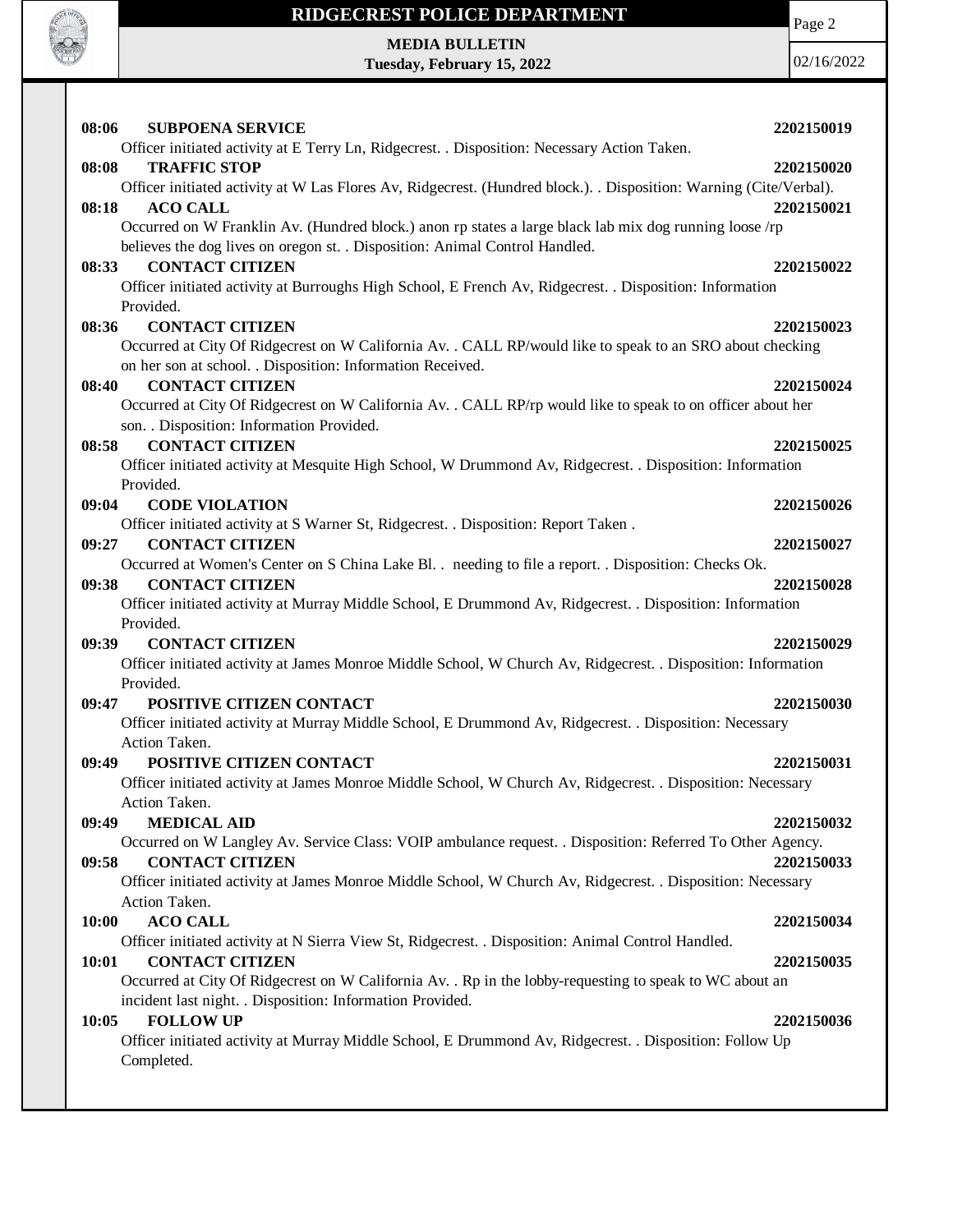**08:06 SUBPOENA SERVICE** **2202150019**
Officer initiated activity at E Terry Ln, Ridgecrest. . Disposition: Necessary Action Taken.

**08:08 TRAFFIC STOP** **2202150020**
Officer initiated activity at W Las Flores Av, Ridgecrest. (Hundred block.). . Disposition: Warning (Cite/Verbal).

**08:18 ACO CALL** **2202150021**
Occurred on W Franklin Av. (Hundred block.) anon rp states a large black lab mix dog running loose /rp believes the dog lives on oregon st. . Disposition: Animal Control Handled.

**08:33 CONTACT CITIZEN** **2202150022**
Officer initiated activity at Burroughs High School, E French Av, Ridgecrest. . Disposition: Information Provided.

**08:36 CONTACT CITIZEN** **2202150023**
Occurred at City Of Ridgecrest on W California Av. . CALL RP/would like to speak to an SRO about checking on her son at school. . Disposition: Information Received.

**08:40 CONTACT CITIZEN** **2202150024**
Occurred at City Of Ridgecrest on W California Av. . CALL RP/rp would like to speak to on officer about her son. . Disposition: Information Provided.

**08:58 CONTACT CITIZEN** **2202150025**
Officer initiated activity at Mesquite High School, W Drummond Av, Ridgecrest. . Disposition: Information Provided.

**09:04 CODE VIOLATION** **2202150026**
Officer initiated activity at S Warner St, Ridgecrest. . Disposition: Report Taken .

**09:27 CONTACT CITIZEN** **2202150027**
Occurred at Women's Center on S China Lake Bl. . needing to file a report. . Disposition: Checks Ok.

**09:38 CONTACT CITIZEN** **2202150028**
Officer initiated activity at Murray Middle School, E Drummond Av, Ridgecrest. . Disposition: Information Provided.

**09:39 CONTACT CITIZEN** **2202150029**
Officer initiated activity at James Monroe Middle School, W Church Av, Ridgecrest. . Disposition: Information Provided.

**09:47 POSITIVE CITIZEN CONTACT** **2202150030**
Officer initiated activity at Murray Middle School, E Drummond Av, Ridgecrest. . Disposition: Necessary Action Taken.

**09:49 POSITIVE CITIZEN CONTACT** **2202150031**
Officer initiated activity at James Monroe Middle School, W Church Av, Ridgecrest. . Disposition: Necessary Action Taken.

**09:49 MEDICAL AID** **2202150032**
Occurred on W Langley Av. Service Class: VOIP ambulance request. . Disposition: Referred To Other Agency.

**09:58 CONTACT CITIZEN** **2202150033**
Officer initiated activity at James Monroe Middle School, W Church Av, Ridgecrest. . Disposition: Necessary Action Taken.

**10:00 ACO CALL** **2202150034**
Officer initiated activity at N Sierra View St, Ridgecrest. . Disposition: Animal Control Handled.

**10:01 CONTACT CITIZEN** **2202150035**
Occurred at City Of Ridgecrest on W California Av. . Rp in the lobby-requesting to speak to WC about an incident last night. . Disposition: Information Provided.

**10:05 FOLLOW UP** **2202150036**
Officer initiated activity at Murray Middle School, E Drummond Av, Ridgecrest. . Disposition: Follow Up Completed.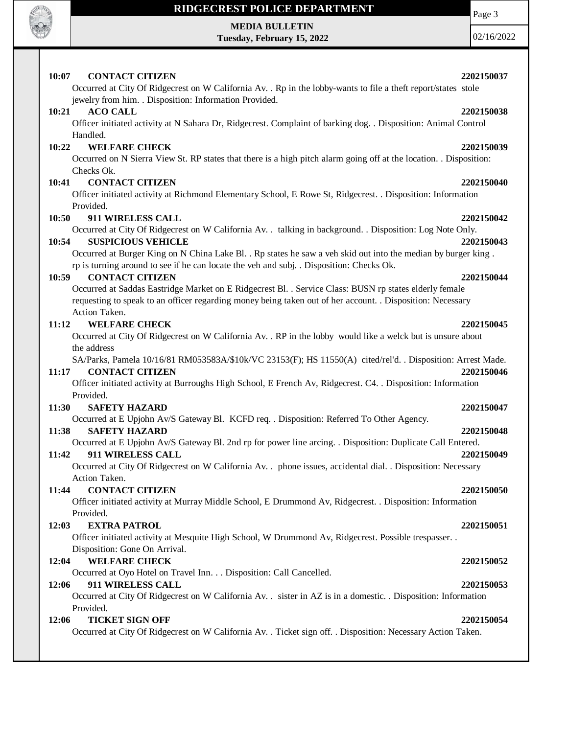**10:07 CONTACT CITIZEN 2202150037**

Occurred at City Of Ridgecrest on W California Av. . Rp in the lobby-wants to file a theft report/states stole jewelry from him. . Disposition: Information Provided.

**10:21 ACO CALL 2202150038**

Officer initiated activity at N Sahara Dr, Ridgecrest. Complaint of barking dog. . Disposition: Animal Control Handled.

**10:22 WELFARE CHECK 2202150039**

Occurred on N Sierra View St. RP states that there is a high pitch alarm going off at the location. . Disposition: Checks Ok.

**10:41 CONTACT CITIZEN 2202150040**

Officer initiated activity at Richmond Elementary School, E Rowe St, Ridgecrest. . Disposition: Information Provided.

**10:50 911 WIRELESS CALL 2202150042**

Occurred at City Of Ridgecrest on W California Av. . talking in background. . Disposition: Log Note Only.

**10:54 SUSPICIOUS VEHICLE 2202150043**

Occurred at Burger King on N China Lake Bl. . Rp states he saw a veh skid out into the median by burger king . rp is turning around to see if he can locate the veh and subj. . Disposition: Checks Ok.

**10:59 CONTACT CITIZEN 2202150044**

Occurred at Saddas Eastridge Market on E Ridgecrest Bl. . Service Class: BUSN rp states elderly female requesting to speak to an officer regarding money being taken out of her account. . Disposition: Necessary Action Taken.

**11:12 WELFARE CHECK 2202150045**

Occurred at City Of Ridgecrest on W California Av. . RP in the lobby would like a welck but is unsure about the address

SA/Parks, Pamela 10/16/81 RM053583A/$10k/VC 23153(F); HS 11550(A) cited/rel'd. . Disposition: Arrest Made.

**11:17 CONTACT CITIZEN 2202150046**

Officer initiated activity at Burroughs High School, E French Av, Ridgecrest. C4. . Disposition: Information Provided.

**11:30 SAFETY HAZARD 2202150047**

Occurred at E Upjohn Av/S Gateway Bl. KCFD req. . Disposition: Referred To Other Agency.

**11:38 SAFETY HAZARD 2202150048**

Occurred at E Upjohn Av/S Gateway Bl. 2nd rp for power line arcing. . Disposition: Duplicate Call Entered.

**11:42 911 WIRELESS CALL 2202150049**

Occurred at City Of Ridgecrest on W California Av. . phone issues, accidental dial. . Disposition: Necessary Action Taken.

**11:44 CONTACT CITIZEN 2202150050**

Officer initiated activity at Murray Middle School, E Drummond Av, Ridgecrest. . Disposition: Information Provided.

**12:03 EXTRA PATROL 2202150051**

Officer initiated activity at Mesquite High School, W Drummond Av, Ridgecrest. Possible trespasser. . Disposition: Gone On Arrival.

**12:04 WELFARE CHECK 2202150052**

Occurred at Oyo Hotel on Travel Inn. . . Disposition: Call Cancelled.

**12:06 911 WIRELESS CALL 2202150053**

Occurred at City Of Ridgecrest on W California Av. . sister in AZ is in a domestic. . Disposition: Information Provided.

**12:06 TICKET SIGN OFF 2202150054**

Occurred at City Of Ridgecrest on W California Av. . Ticket sign off. . Disposition: Necessary Action Taken.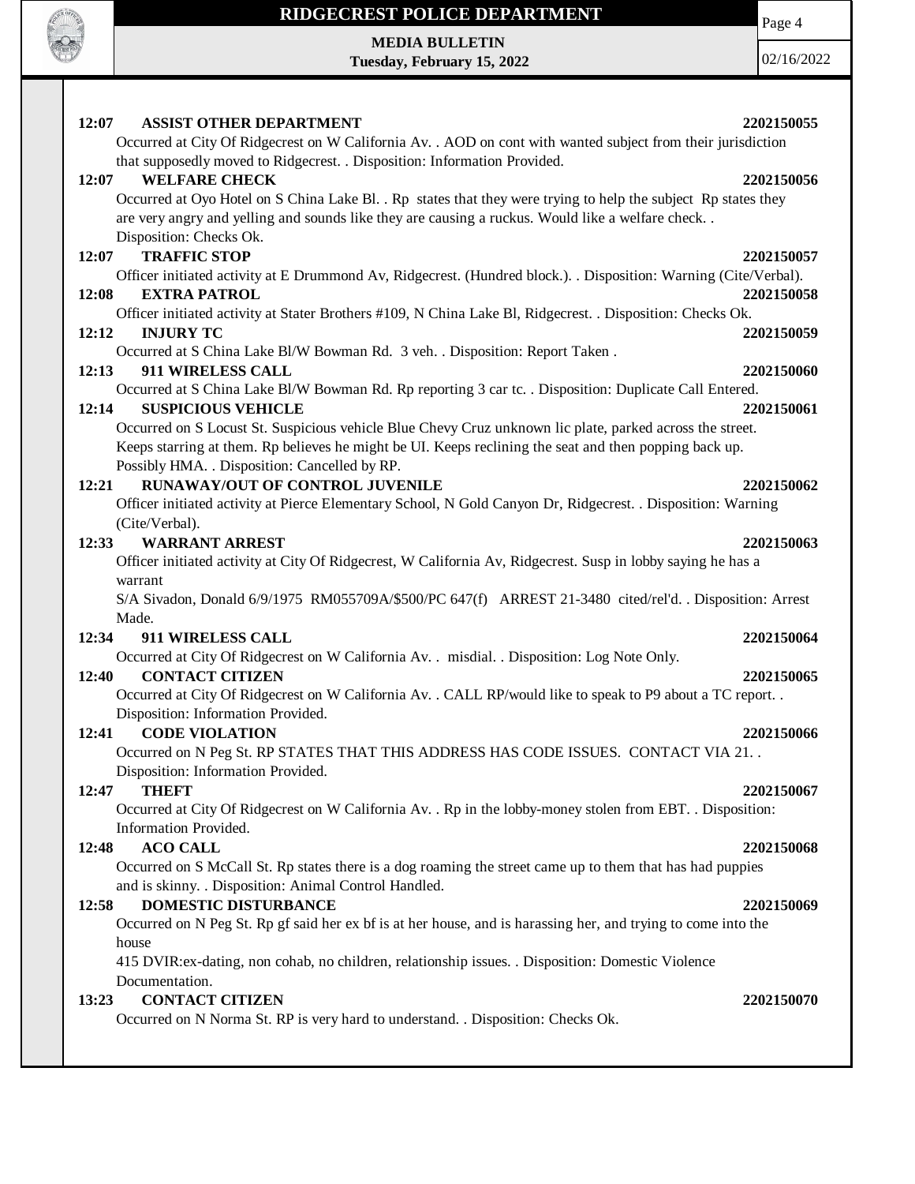**12:07 ASSIST OTHER DEPARTMENT 2202150055**

Occurred at City Of Ridgecrest on W California Av. . AOD on cont with wanted subject from their jurisdiction that supposedly moved to Ridgecrest. . Disposition: Information Provided.

**12:07 WELFARE CHECK 2202150056**

Occurred at Oyo Hotel on S China Lake Bl. . Rp states that they were trying to help the subject Rp states they are very angry and yelling and sounds like they are causing a ruckus. Would like a welfare check. . Disposition: Checks Ok.

**12:07 TRAFFIC STOP 2202150057**

Officer initiated activity at E Drummond Av, Ridgecrest. (Hundred block.). . Disposition: Warning (Cite/Verbal).

**12:08 EXTRA PATROL 2202150058**

Officer initiated activity at Stater Brothers #109, N China Lake Bl, Ridgecrest. . Disposition: Checks Ok.

**12:12 INJURY TC 2202150059**

Occurred at S China Lake Bl/W Bowman Rd. 3 veh. . Disposition: Report Taken .

**12:13 911 WIRELESS CALL 2202150060**

Occurred at S China Lake Bl/W Bowman Rd. Rp reporting 3 car tc. . Disposition: Duplicate Call Entered.

**12:14 SUSPICIOUS VEHICLE 2202150061**

Occurred on S Locust St. Suspicious vehicle Blue Chevy Cruz unknown lic plate, parked across the street. Keeps starring at them. Rp believes he might be UI. Keeps reclining the seat and then popping back up. Possibly HMA. . Disposition: Cancelled by RP.

**12:21 RUNAWAY/OUT OF CONTROL JUVENILE 2202150062**

Officer initiated activity at Pierce Elementary School, N Gold Canyon Dr, Ridgecrest. . Disposition: Warning (Cite/Verbal).

**12:33 WARRANT ARREST 2202150063**

Officer initiated activity at City Of Ridgecrest, W California Av, Ridgecrest. Susp in lobby saying he has a warrant

S/A Sivadon, Donald 6/9/1975 RM055709A/$500/PC 647(f) ARREST 21-3480 cited/rel'd. . Disposition: Arrest Made.

**12:34 911 WIRELESS CALL 2202150064**

Occurred at City Of Ridgecrest on W California Av. . misdial. . Disposition: Log Note Only.

**12:40 CONTACT CITIZEN 2202150065**

Occurred at City Of Ridgecrest on W California Av. . CALL RP/would like to speak to P9 about a TC report. . Disposition: Information Provided.

**12:41 CODE VIOLATION 2202150066**

Occurred on N Peg St. RP STATES THAT THIS ADDRESS HAS CODE ISSUES. CONTACT VIA 21. . Disposition: Information Provided.

**12:47 THEFT 2202150067**

Occurred at City Of Ridgecrest on W California Av. . Rp in the lobby-money stolen from EBT. . Disposition: Information Provided.

**12:48 ACO CALL 2202150068**

Occurred on S McCall St. Rp states there is a dog roaming the street came up to them that has had puppies and is skinny. . Disposition: Animal Control Handled.

**12:58 DOMESTIC DISTURBANCE 2202150069**

Occurred on N Peg St. Rp gf said her ex bf is at her house, and is harassing her, and trying to come into the house

415 DVIR:ex-dating, non cohab, no children, relationship issues. . Disposition: Domestic Violence Documentation.

**13:23 CONTACT CITIZEN 2202150070**

Occurred on N Norma St. RP is very hard to understand. . Disposition: Checks Ok.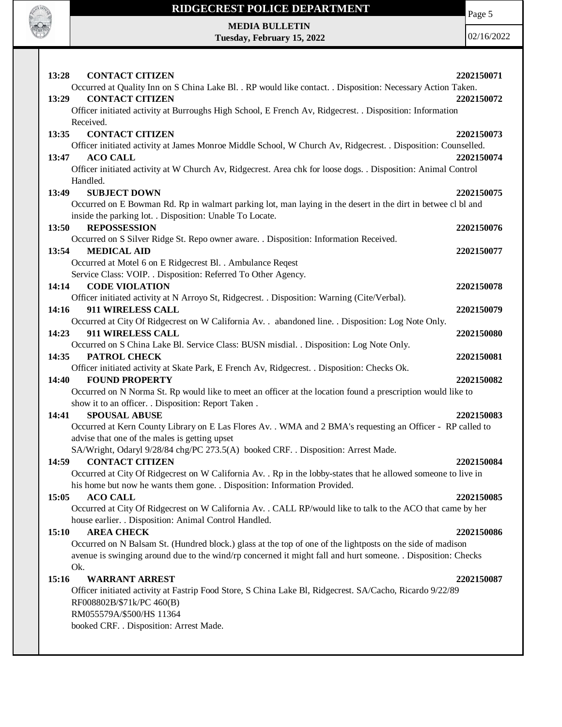**13:28 CONTACT CITIZEN** 2202150071

Occurred at Quality Inn on S China Lake Bl. . RP would like contact. . Disposition: Necessary Action Taken.

**13:29 CONTACT CITIZEN** 2202150072

Officer initiated activity at Burroughs High School, E French Av, Ridgecrest. . Disposition: Information Received.

**13:35 CONTACT CITIZEN** 2202150073

Officer initiated activity at James Monroe Middle School, W Church Av, Ridgecrest. . Disposition: Counselled.

**13:47 ACO CALL** 2202150074

Officer initiated activity at W Church Av, Ridgecrest. Area chk for loose dogs. . Disposition: Animal Control Handled.

**13:49 SUBJECT DOWN** 2202150075

Occurred on E Bowman Rd. Rp in walmart parking lot, man laying in the desert in the dirt in betwee cl bl and inside the parking lot. . Disposition: Unable To Locate.

**13:50 REPOSSESSION** 2202150076

Occurred on S Silver Ridge St. Repo owner aware. . Disposition: Information Received.

**13:54 MEDICAL AID** 2202150077

Occurred at Motel 6 on E Ridgecrest Bl. . Ambulance Reqest
Service Class: VOIP. . Disposition: Referred To Other Agency.

**14:14 CODE VIOLATION** 2202150078

Officer initiated activity at N Arroyo St, Ridgecrest. . Disposition: Warning (Cite/Verbal).

**14:16 911 WIRELESS CALL** 2202150079

Occurred at City Of Ridgecrest on W California Av. . abandoned line. . Disposition: Log Note Only.

**14:23 911 WIRELESS CALL** 2202150080

Occurred on S China Lake Bl. Service Class: BUSN misdial. . Disposition: Log Note Only.

**14:35 PATROL CHECK** 2202150081

Officer initiated activity at Skate Park, E French Av, Ridgecrest. . Disposition: Checks Ok.

**14:40 FOUND PROPERTY** 2202150082

Occurred on N Norma St. Rp would like to meet an officer at the location found a prescription would like to show it to an officer. . Disposition: Report Taken .

**14:41 SPOUSAL ABUSE** 2202150083

Occurred at Kern County Library on E Las Flores Av. . WMA and 2 BMA's requesting an Officer - RP called to advise that one of the males is getting upset
SA/Wright, Odaryl 9/28/84 chg/PC 273.5(A) booked CRF. . Disposition: Arrest Made.

**14:59 CONTACT CITIZEN** 2202150084

Occurred at City Of Ridgecrest on W California Av. . Rp in the lobby-states that he allowed someone to live in his home but now he wants them gone. . Disposition: Information Provided.

**15:05 ACO CALL** 2202150085

Occurred at City Of Ridgecrest on W California Av. . CALL RP/would like to talk to the ACO that came by her house earlier. . Disposition: Animal Control Handled.

**15:10 AREA CHECK** 2202150086

Occurred on N Balsam St. (Hundred block.) glass at the top of one of the lightposts on the side of madison avenue is swinging around due to the wind/rp concerned it might fall and hurt someone. . Disposition: Checks Ok.

**15:16 WARRANT ARREST** 2202150087

Officer initiated activity at Fastrip Food Store, S China Lake Bl, Ridgecrest. SA/Cacho, Ricardo 9/22/89
RF008802B/$71k/PC 460(B)
RM055579A/$500/HS 11364
booked CRF. . Disposition: Arrest Made.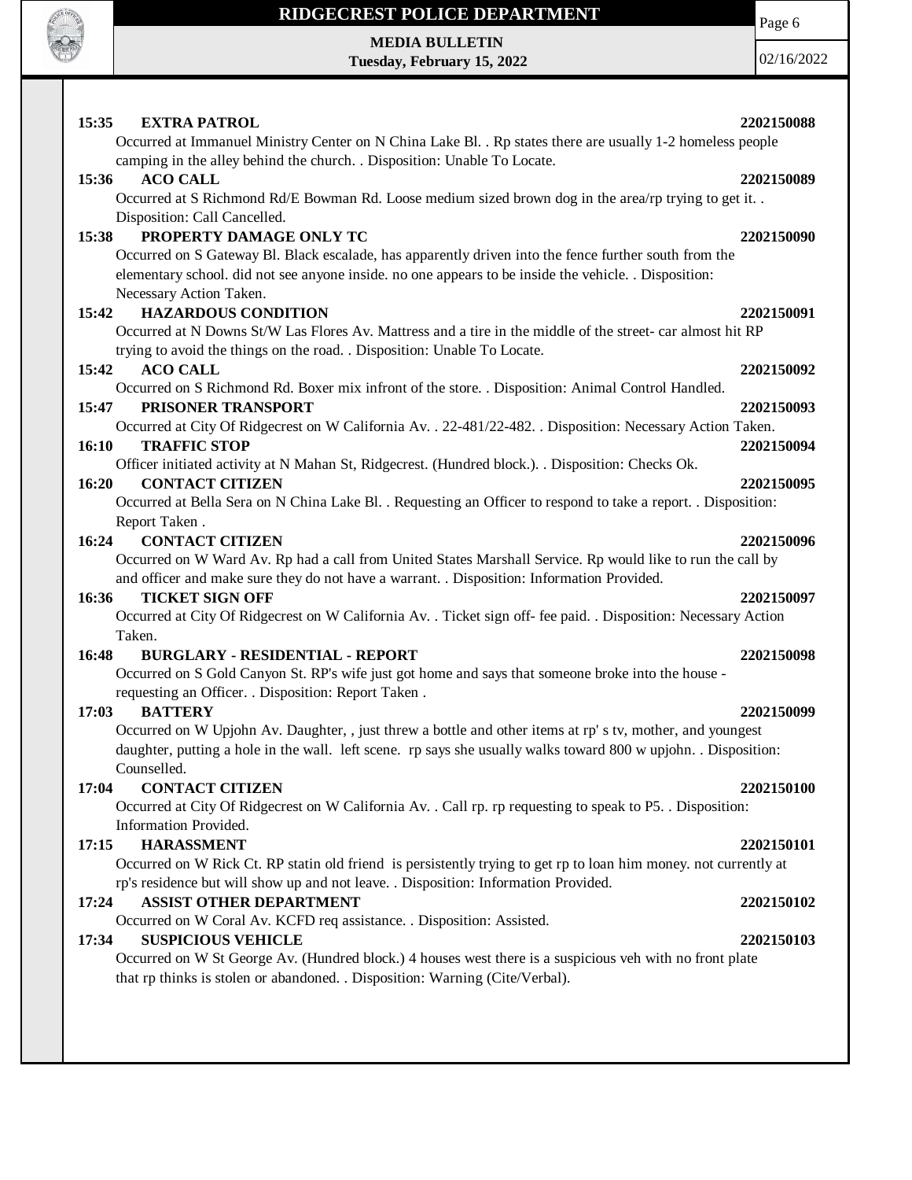**15:35 EXTRA PATROL** **2202150088**

Occurred at Immanuel Ministry Center on N China Lake Bl. . Rp states there are usually 1-2 homeless people camping in the alley behind the church. . Disposition: Unable To Locate.

**15:36 ACO CALL** **2202150089**

Occurred at S Richmond Rd/E Bowman Rd. Loose medium sized brown dog in the area/rp trying to get it. . Disposition: Call Cancelled.

**15:38 PROPERTY DAMAGE ONLY TC** **2202150090**

Occurred on S Gateway Bl. Black escalade, has apparently driven into the fence further south from the elementary school. did not see anyone inside. no one appears to be inside the vehicle. . Disposition: Necessary Action Taken.

**15:42 HAZARDOUS CONDITION** **2202150091**

Occurred at N Downs St/W Las Flores Av. Mattress and a tire in the middle of the street- car almost hit RP trying to avoid the things on the road. . Disposition: Unable To Locate.

**15:42 ACO CALL** **2202150092**

Occurred on S Richmond Rd. Boxer mix infront of the store. . Disposition: Animal Control Handled.

**15:47 PRISONER TRANSPORT** **2202150093**

Occurred at City Of Ridgecrest on W California Av. . 22-481/22-482. . Disposition: Necessary Action Taken.

**16:10 TRAFFIC STOP** **2202150094**

Officer initiated activity at N Mahan St, Ridgecrest. (Hundred block.). . Disposition: Checks Ok.

**16:20 CONTACT CITIZEN** **2202150095**

Occurred at Bella Sera on N China Lake Bl. . Requesting an Officer to respond to take a report. . Disposition: Report Taken .

**16:24 CONTACT CITIZEN** **2202150096**

Occurred on W Ward Av. Rp had a call from United States Marshall Service. Rp would like to run the call by and officer and make sure they do not have a warrant. . Disposition: Information Provided.

**16:36 TICKET SIGN OFF** **2202150097**

Occurred at City Of Ridgecrest on W California Av. . Ticket sign off- fee paid. . Disposition: Necessary Action Taken.

**16:48 BURGLARY - RESIDENTIAL - REPORT** **2202150098**

Occurred on S Gold Canyon St. RP's wife just got home and says that someone broke into the house - requesting an Officer. . Disposition: Report Taken .

**17:03 BATTERY** **2202150099**

Occurred on W Upjohn Av. Daughter, , just threw a bottle and other items at rp' s tv, mother, and youngest daughter, putting a hole in the wall. left scene. rp says she usually walks toward 800 w upjohn. . Disposition: Counselled.

**17:04 CONTACT CITIZEN** **2202150100**

Occurred at City Of Ridgecrest on W California Av. . Call rp. rp requesting to speak to P5. . Disposition: Information Provided.

**17:15 HARASSMENT** **2202150101**

Occurred on W Rick Ct. RP statin old friend is persistently trying to get rp to loan him money. not currently at rp's residence but will show up and not leave. . Disposition: Information Provided.

**17:24 ASSIST OTHER DEPARTMENT** **2202150102**

Occurred on W Coral Av. KCFD req assistance. . Disposition: Assisted.

**17:34 SUSPICIOUS VEHICLE** **2202150103**

Occurred on W St George Av. (Hundred block.) 4 houses west there is a suspicious veh with no front plate that rp thinks is stolen or abandoned. . Disposition: Warning (Cite/Verbal).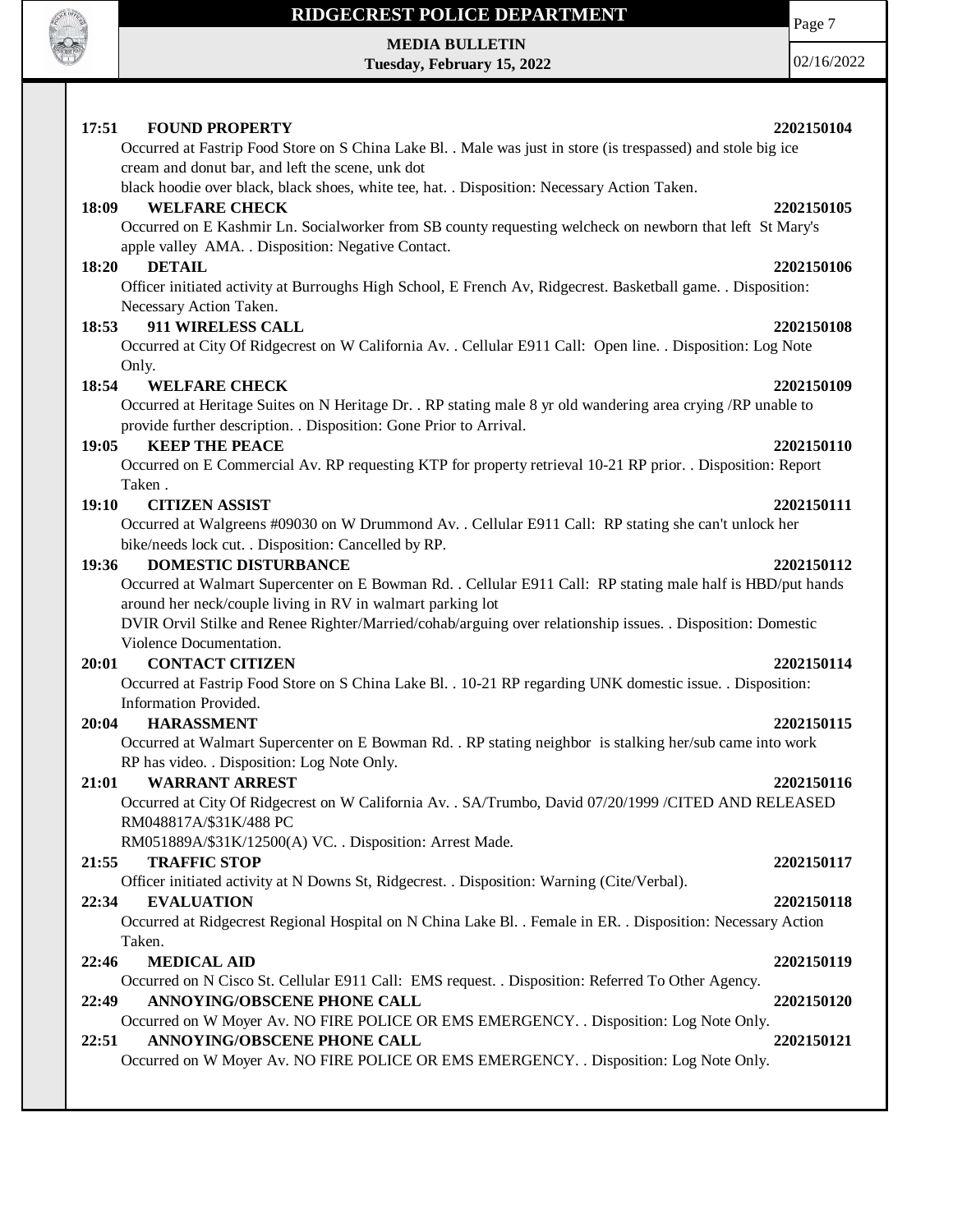**17:51 FOUND PROPERTY 2202150104**

Occurred at Fastrip Food Store on S China Lake Bl. . Male was just in store (is trespassed) and stole big ice cream and donut bar, and left the scene, unk dot
black hoodie over black, black shoes, white tee, hat. . Disposition: Necessary Action Taken.

**18:09 WELFARE CHECK 2202150105**

Occurred on E Kashmir Ln. Socialworker from SB county requesting welcheck on newborn that left St Mary's apple valley AMA. . Disposition: Negative Contact.

**18:20 DETAIL 2202150106**

Officer initiated activity at Burroughs High School, E French Av, Ridgecrest. Basketball game. . Disposition: Necessary Action Taken.

**18:53 911 WIRELESS CALL 2202150108**

Occurred at City Of Ridgecrest on W California Av. . Cellular E911 Call: Open line. . Disposition: Log Note Only.

**18:54 WELFARE CHECK 2202150109**

Occurred at Heritage Suites on N Heritage Dr. . RP stating male 8 yr old wandering area crying /RP unable to provide further description. . Disposition: Gone Prior to Arrival.

**19:05 KEEP THE PEACE 2202150110**

Occurred on E Commercial Av. RP requesting KTP for property retrieval 10-21 RP prior. . Disposition: Report Taken .

**19:10 CITIZEN ASSIST 2202150111**

Occurred at Walgreens #09030 on W Drummond Av. . Cellular E911 Call: RP stating she can't unlock her bike/needs lock cut. . Disposition: Cancelled by RP.

**19:36 DOMESTIC DISTURBANCE 2202150112**

Occurred at Walmart Supercenter on E Bowman Rd. . Cellular E911 Call: RP stating male half is HBD/put hands around her neck/couple living in RV in walmart parking lot
DVIR Orvil Stilke and Renee Righter/Married/cohab/arguing over relationship issues. . Disposition: Domestic Violence Documentation.

**20:01 CONTACT CITIZEN 2202150114**

Occurred at Fastrip Food Store on S China Lake Bl. . 10-21 RP regarding UNK domestic issue. . Disposition: Information Provided.

**20:04 HARASSMENT 2202150115**

Occurred at Walmart Supercenter on E Bowman Rd. . RP stating neighbor is stalking her/sub came into work RP has video. . Disposition: Log Note Only.

**21:01 WARRANT ARREST 2202150116**

Occurred at City Of Ridgecrest on W California Av. . SA/Trumbo, David 07/20/1999 /CITED AND RELEASED RM048817A/$31K/488 PC
RM051889A/$31K/12500(A) VC. . Disposition: Arrest Made.

**21:55 TRAFFIC STOP 2202150117**

Officer initiated activity at N Downs St, Ridgecrest. . Disposition: Warning (Cite/Verbal).

**22:34 EVALUATION 2202150118**

Occurred at Ridgecrest Regional Hospital on N China Lake Bl. . Female in ER. . Disposition: Necessary Action Taken.

**22:46 MEDICAL AID 2202150119**

Occurred on N Cisco St. Cellular E911 Call: EMS request. . Disposition: Referred To Other Agency.

**22:49 ANNOYING/OBSCENE PHONE CALL 2202150120**

Occurred on W Moyer Av. NO FIRE POLICE OR EMS EMERGENCY. . Disposition: Log Note Only.

**22:51 ANNOYING/OBSCENE PHONE CALL 2202150121**

Occurred on W Moyer Av. NO FIRE POLICE OR EMS EMERGENCY. . Disposition: Log Note Only.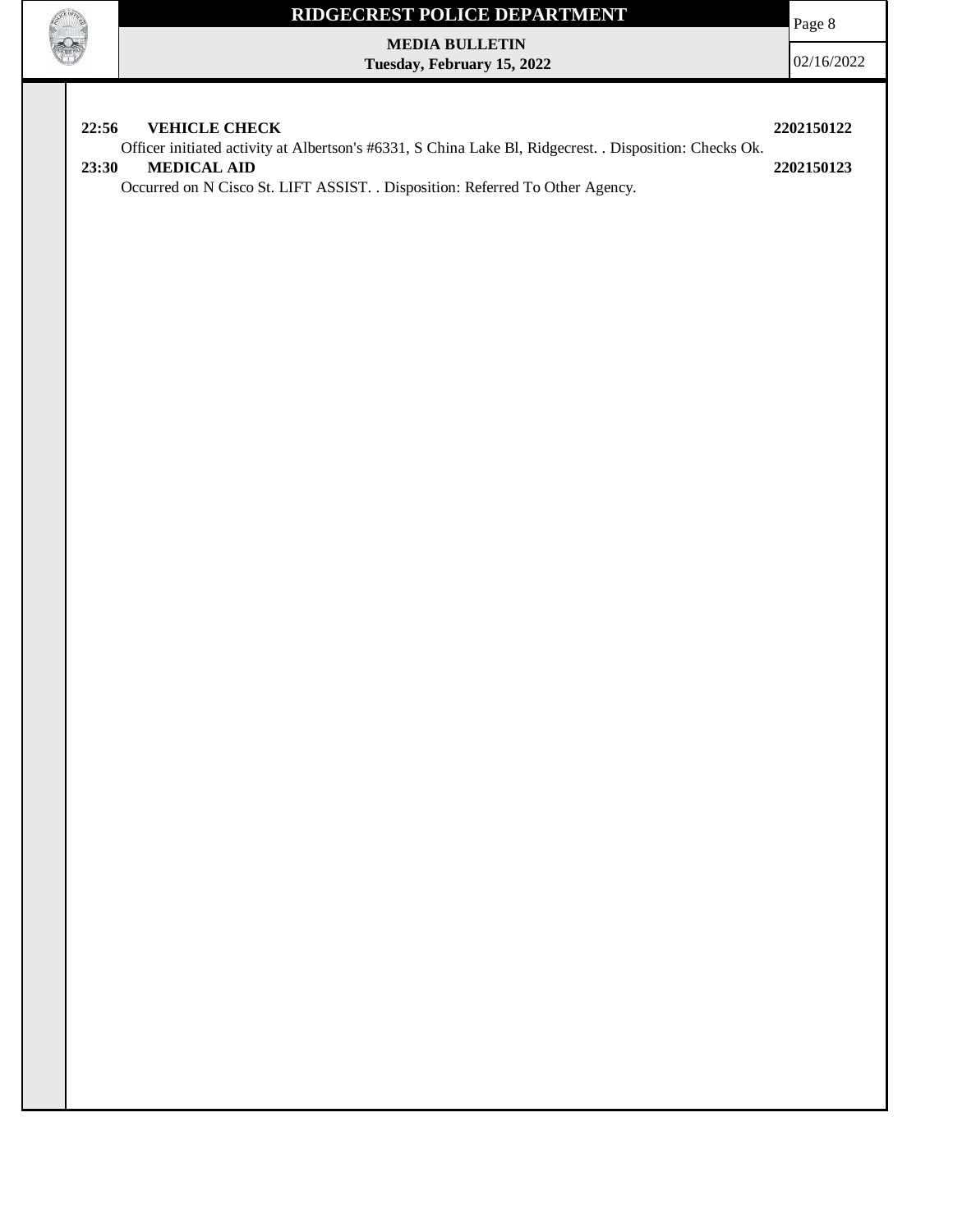**22:56 VEHICLE CHECK** **2202150122**

Officer initiated activity at Albertson's #6331, S China Lake Bl, Ridgecrest. . Disposition: Checks Ok.

**23:30 MEDICAL AID** **2202150123**

Occurred on N Cisco St. LIFT ASSIST. . Disposition: Referred To Other Agency.